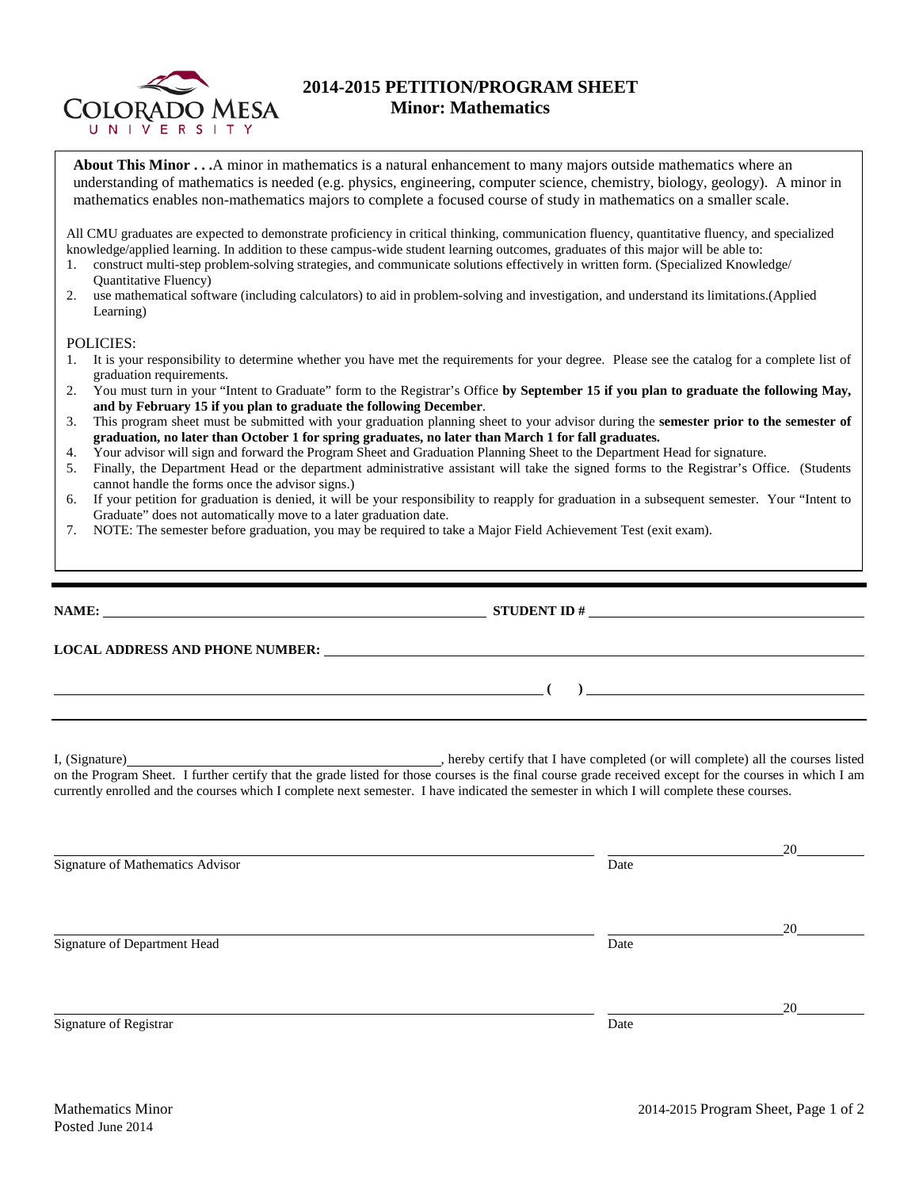# 2014-2015 PETITION/PROGRAM SHEET
## Minor: Mathematics

**About This Minor . . .** A minor in mathematics is a natural enhancement to many majors outside mathematics where an understanding of mathematics is needed (e.g. physics, engineering, computer science, chemistry, biology, geology). A minor in mathematics enables non-mathematics majors to complete a focused course of study in mathematics on a smaller scale.

All CMU graduates are expected to demonstrate proficiency in critical thinking, communication fluency, quantitative fluency, and specialized knowledge/applied learning. In addition to these campus-wide student learning outcomes, graduates of this major will be able to:

1. construct multi-step problem-solving strategies, and communicate solutions effectively in written form. (Specialized Knowledge/ Quantitative Fluency)
2. use mathematical software (including calculators) to aid in problem-solving and investigation, and understand its limitations.(Applied Learning)

POLICIES:

1. It is your responsibility to determine whether you have met the requirements for your degree. Please see the catalog for a complete list of graduation requirements.
2. You must turn in your "Intent to Graduate" form to the Registrar's Office **by September 15 if you plan to graduate the following May, and by February 15 if you plan to graduate the following December**.
3. This program sheet must be submitted with your graduation planning sheet to your advisor during the **semester prior to the semester of graduation, no later than October 1 for spring graduates, no later than March 1 for fall graduates.**
4. Your advisor will sign and forward the Program Sheet and Graduation Planning Sheet to the Department Head for signature.
5. Finally, the Department Head or the department administrative assistant will take the signed forms to the Registrar's Office. (Students cannot handle the forms once the advisor signs.)
6. If your petition for graduation is denied, it will be your responsibility to reapply for graduation in a subsequent semester. Your "Intent to Graduate" does not automatically move to a later graduation date.
7. NOTE: The semester before graduation, you may be required to take a Major Field Achievement Test (exit exam).

---

**NAME:** ______________________________ **STUDENT ID #** ______________________________

**LOCAL ADDRESS AND PHONE NUMBER:** ______________________________

______________________________ **( )** ______________________________

---

I, (Signature)______________________________, hereby certify that I have completed (or will complete) all the courses listed on the Program Sheet. I further certify that the grade listed for those courses is the final course grade received except for the courses in which I am currently enrolled and the courses which I complete next semester. I have indicated the semester in which I will complete these courses.

______________________________ ______________20______
Signature of Mathematics Advisor — Date

______________________________ ______________20______
Signature of Department Head — Date

______________________________ ______________20______
Signature of Registrar — Date

Mathematics Minor
Posted June 2014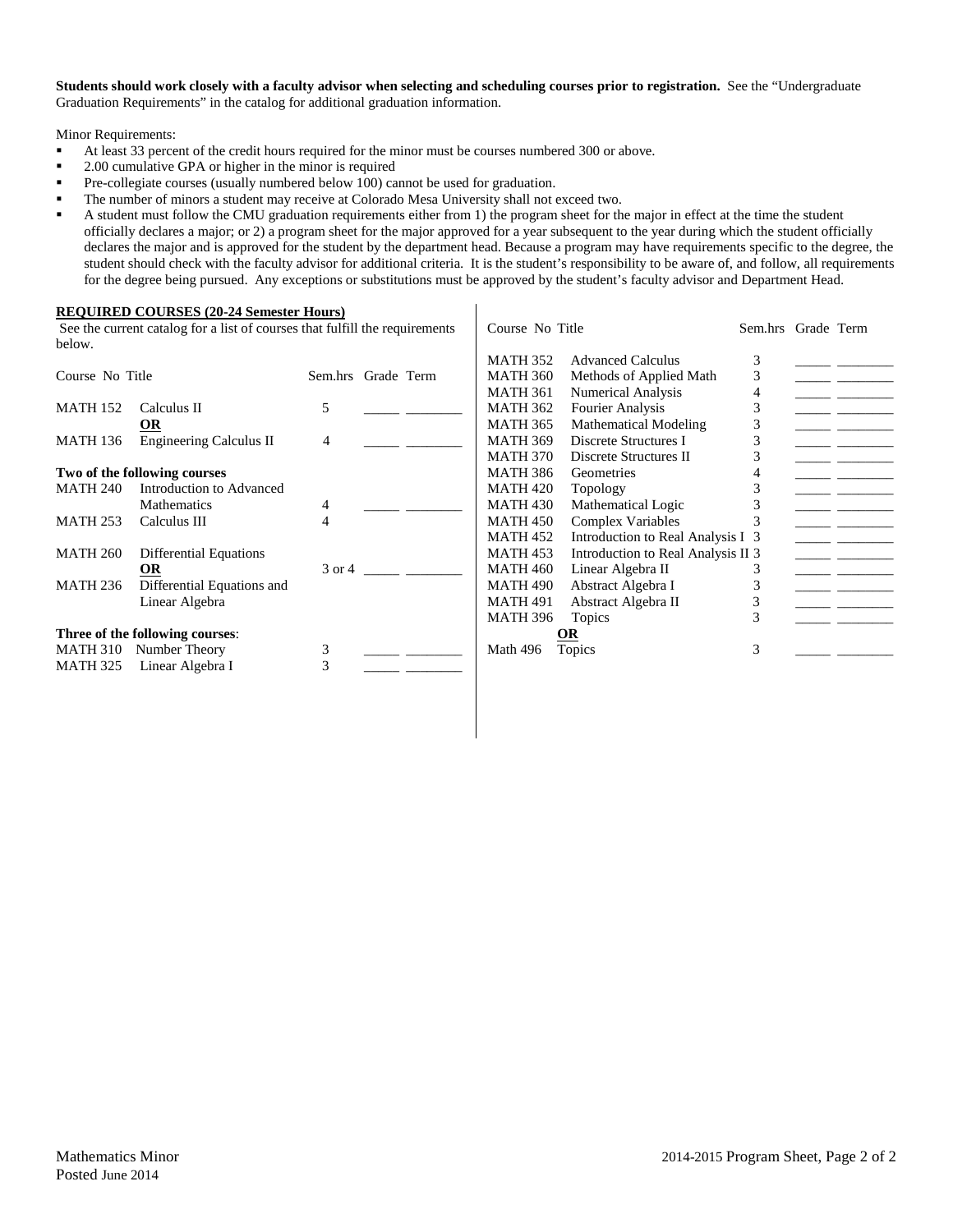**Students should work closely with a faculty advisor when selecting and scheduling courses prior to registration.** See the "Undergraduate Graduation Requirements" in the catalog for additional graduation information.

Minor Requirements:

- At least 33 percent of the credit hours required for the minor must be courses numbered 300 or above.
- 2.00 cumulative GPA or higher in the minor is required
- Pre-collegiate courses (usually numbered below 100) cannot be used for graduation.
- The number of minors a student may receive at Colorado Mesa University shall not exceed two.
- A student must follow the CMU graduation requirements either from 1) the program sheet for the major in effect at the time the student officially declares a major; or 2) a program sheet for the major approved for a year subsequent to the year during which the student officially declares the major and is approved for the student by the department head. Because a program may have requirements specific to the degree, the student should check with the faculty advisor for additional criteria. It is the student's responsibility to be aware of, and follow, all requirements for the degree being pursued. Any exceptions or substitutions must be approved by the student's faculty advisor and Department Head.

**REQUIRED COURSES (20-24 Semester Hours)**

See the current catalog for a list of courses that fulfill the requirements below.

| Course No | Title | Sem.hrs | Grade | Term |
|---|---|---|---|---|
| MATH 152 | Calculus II | 5 | _____ | ________ |
| | **OR** | | | |
| MATH 136 | Engineering Calculus II | 4 | _____ | ________ |
| **Two of the following courses** | | | | |
| MATH 240 | Introduction to Advanced Mathematics | 4 | _____ | ________ |
| MATH 253 | Calculus III | 4 | | |
| MATH 260 | Differential Equations | | | |
| | **OR** | 3 or 4 | _____ | ________ |
| MATH 236 | Differential Equations and Linear Algebra | | | |
| **Three of the following courses**: | | | | |
| MATH 310 | Number Theory | 3 | _____ | ________ |
| MATH 325 | Linear Algebra I | 3 | _____ | ________ |
| MATH 352 | Advanced Calculus | 3 | _____ | ________ |
| MATH 360 | Methods of Applied Math | 3 | _____ | ________ |
| MATH 361 | Numerical Analysis | 4 | _____ | ________ |
| MATH 362 | Fourier Analysis | 3 | _____ | ________ |
| MATH 365 | Mathematical Modeling | 3 | _____ | ________ |
| MATH 369 | Discrete Structures I | 3 | _____ | ________ |
| MATH 370 | Discrete Structures II | 3 | _____ | ________ |
| MATH 386 | Geometries | 4 | _____ | ________ |
| MATH 420 | Topology | 3 | _____ | ________ |
| MATH 430 | Mathematical Logic | 3 | _____ | ________ |
| MATH 450 | Complex Variables | 3 | _____ | ________ |
| MATH 452 | Introduction to Real Analysis I | 3 | _____ | ________ |
| MATH 453 | Introduction to Real Analysis II | 3 | _____ | ________ |
| MATH 460 | Linear Algebra II | 3 | _____ | ________ |
| MATH 490 | Abstract Algebra I | 3 | _____ | ________ |
| MATH 491 | Abstract Algebra II | 3 | _____ | ________ |
| MATH 396 | Topics | 3 | _____ | ________ |
| | **OR** | | | |
| Math 496 | Topics | 3 | _____ | ________ |

Mathematics Minor
Posted June 2014